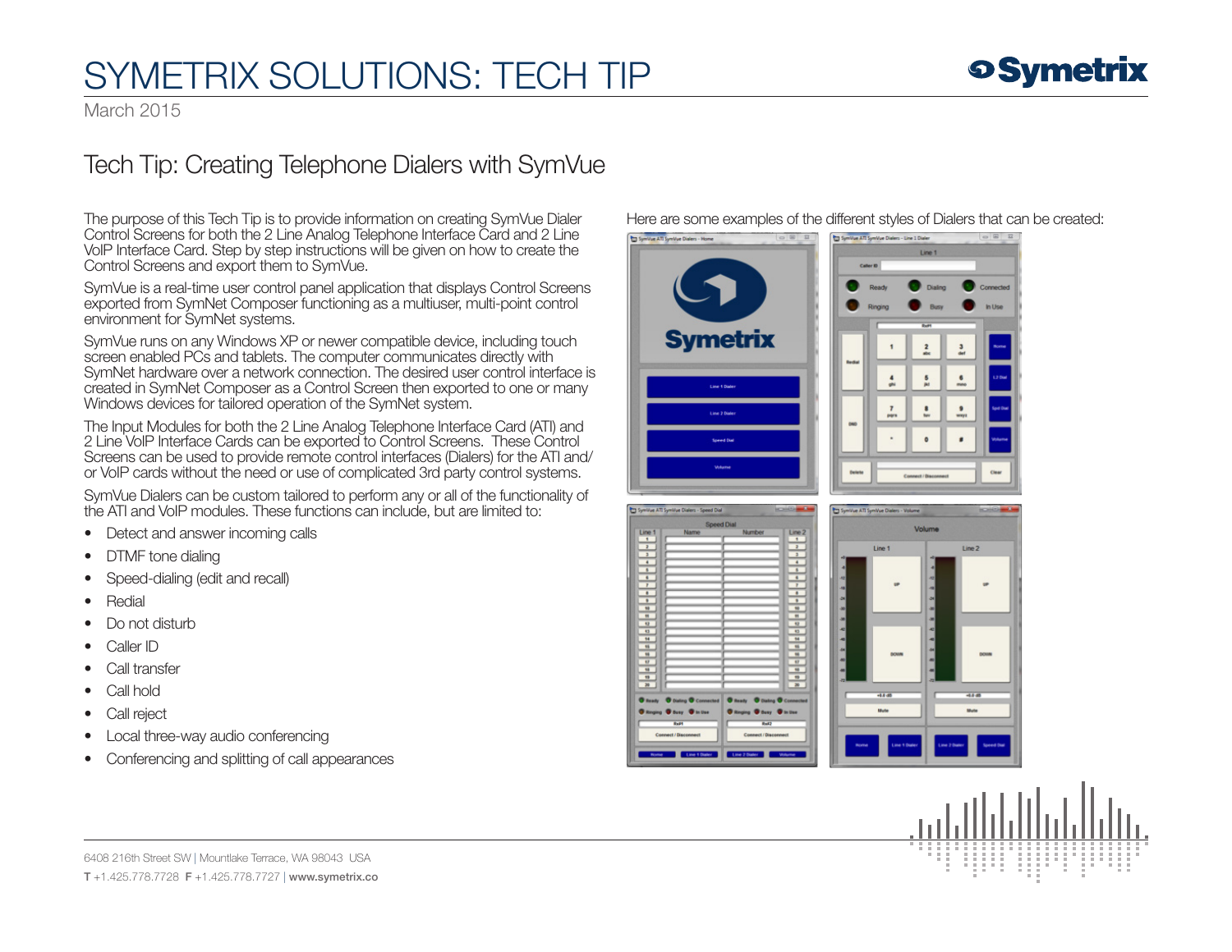# SYMETRIX SOLUTIONS: TECH TIP

March 2015

## Tech Tip: Creating Telephone Dialers with SymVue

The purpose of this Tech Tip is to provide information on creating SymVue Dialer Control Screens for both the 2 Line Analog Telephone Interface Card and 2 Line VoIP Interface Card. Step by step instructions will be given on how to create the Control Screens and export them to SymVue.

SymVue is a real-time user control panel application that displays Control Screens exported from SymNet Composer functioning as a multiuser, multi-point control environment for SymNet systems.

SymVue runs on any Windows XP or newer compatible device, including touch screen enabled PCs and tablets. The computer communicates directly with SymNet hardware over a network connection. The desired user control interface is created in SymNet Composer as a Control Screen then exported to one or many Windows devices for tailored operation of the SymNet system.

The Input Modules for both the 2 Line Analog Telephone Interface Card (ATI) and 2 Line VoIP Interface Cards can be exported to Control Screens. These Control Screens can be used to provide remote control interfaces (Dialers) for the ATI and/or VoIP cards without the need or use of complicated 3rd party control systems.

SymVue Dialers can be custom tailored to perform any or all of the functionality of the ATI and VoIP modules. These functions can include, but are limited to:

- Detect and answer incoming calls
- DTMF tone dialing
- Speed-dialing (edit and recall)
- Redial
- Do not disturb
- Caller ID
- Call transfer
- Call hold
- Call reject
- Local three-way audio conferencing
- Conferencing and splitting of call appearances

Here are some examples of the different styles of Dialers that can be created: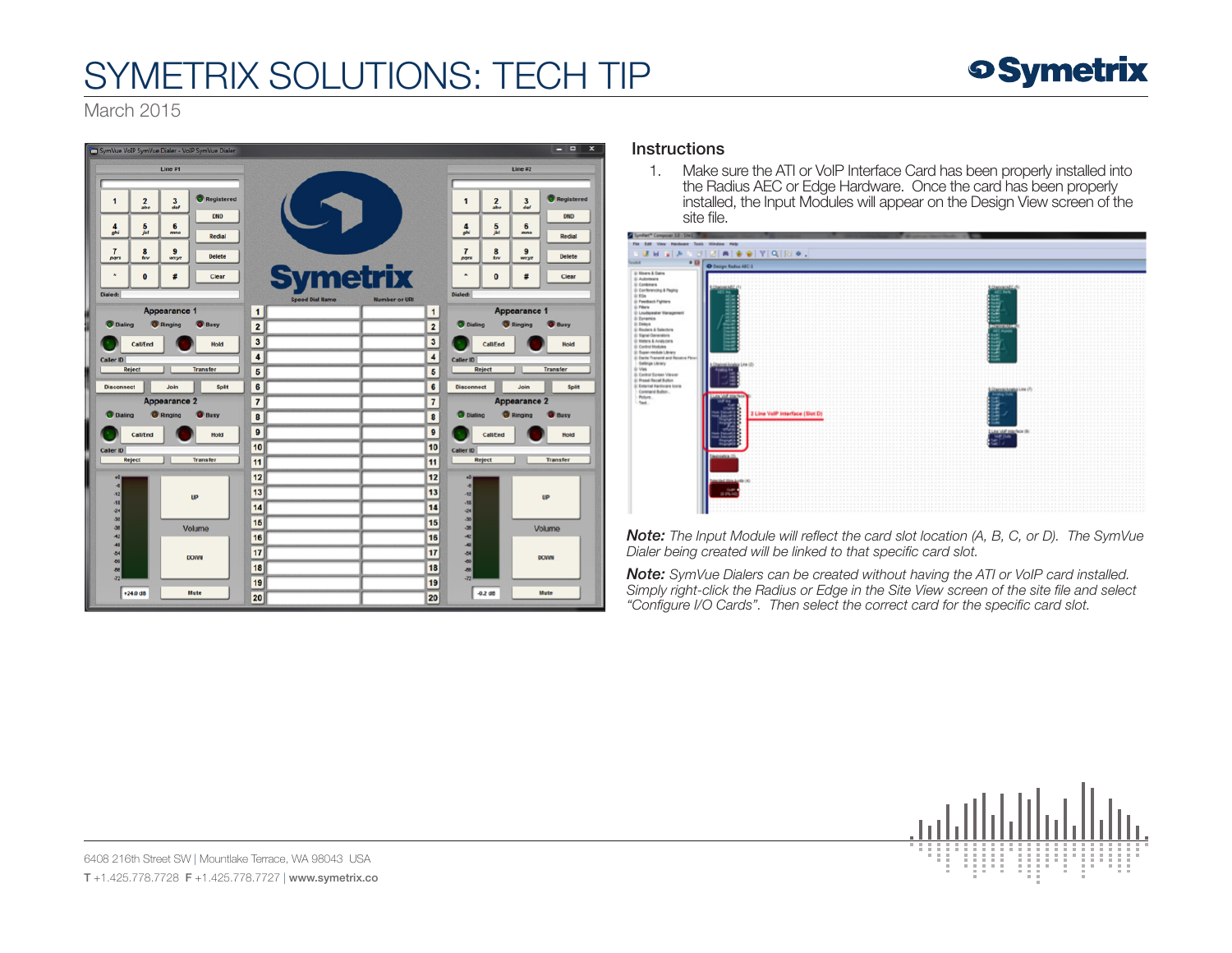### Instructions

1. Make sure the ATI or VoIP Interface Card has been properly installed into the Radius AEC or Edge Hardware. Once the card has been properly installed, the Input Modules will appear on the Design View screen of the site file.

***Note:*** *The Input Module will reflect the card slot location (A, B, C, or D). The SymVue Dialer being created will be linked to that specific card slot.*

***Note:*** *SymVue Dialers can be created without having the ATI or VoIP card installed. Simply right-click the Radius or Edge in the Site View screen of the site file and select "Configure I/O Cards". Then select the correct card for the specific card slot.*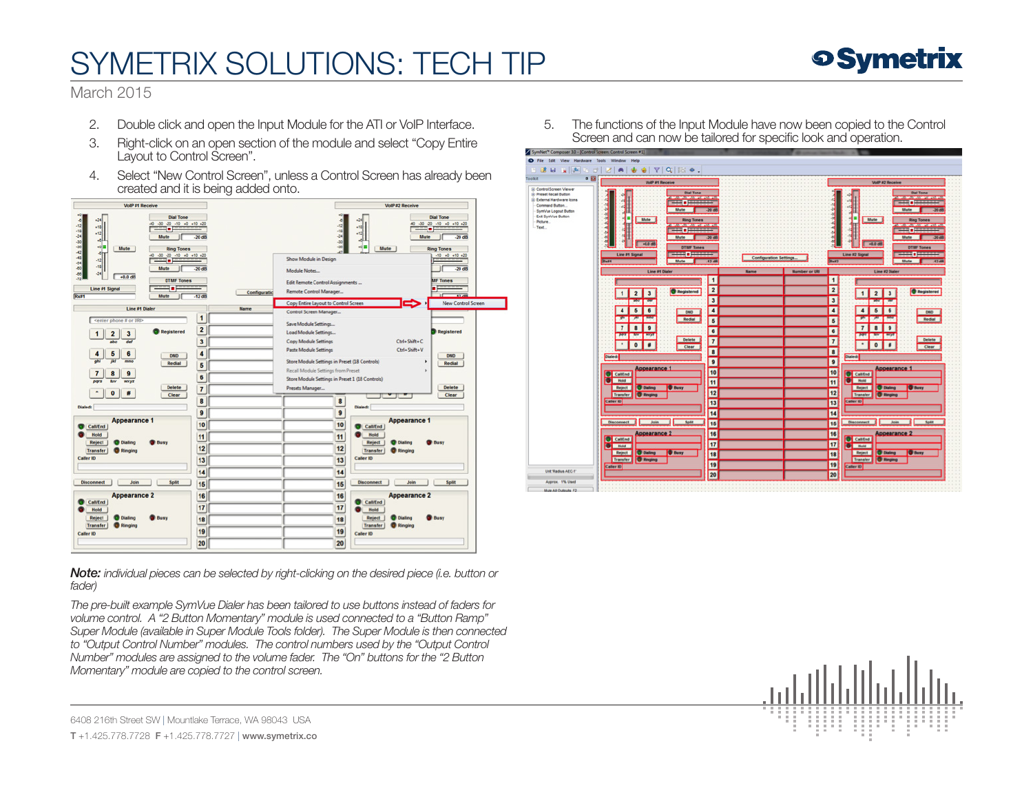2. Double click and open the Input Module for the ATI or VoIP Interface.
3. Right-click on an open section of the module and select "Copy Entire Layout to Control Screen".
4. Select "New Control Screen", unless a Control Screen has already been created and it is being added onto.

5. The functions of the Input Module have now been copied to the Control Screen and can now be tailored for specific look and operation.

***Note:*** *individual pieces can be selected by right-clicking on the desired piece (i.e. button or fader)*

*The pre-built example SymVue Dialer has been tailored to use buttons instead of faders for volume control. A "2 Button Momentary" module is used connected to a "Button Ramp" Super Module (available in Super Module Tools folder). The Super Module is then connected to "Output Control Number" modules. The control numbers used by the "Output Control Number" modules are assigned to the volume fader. The "On" buttons for the "2 Button Momentary" module are copied to the control screen.*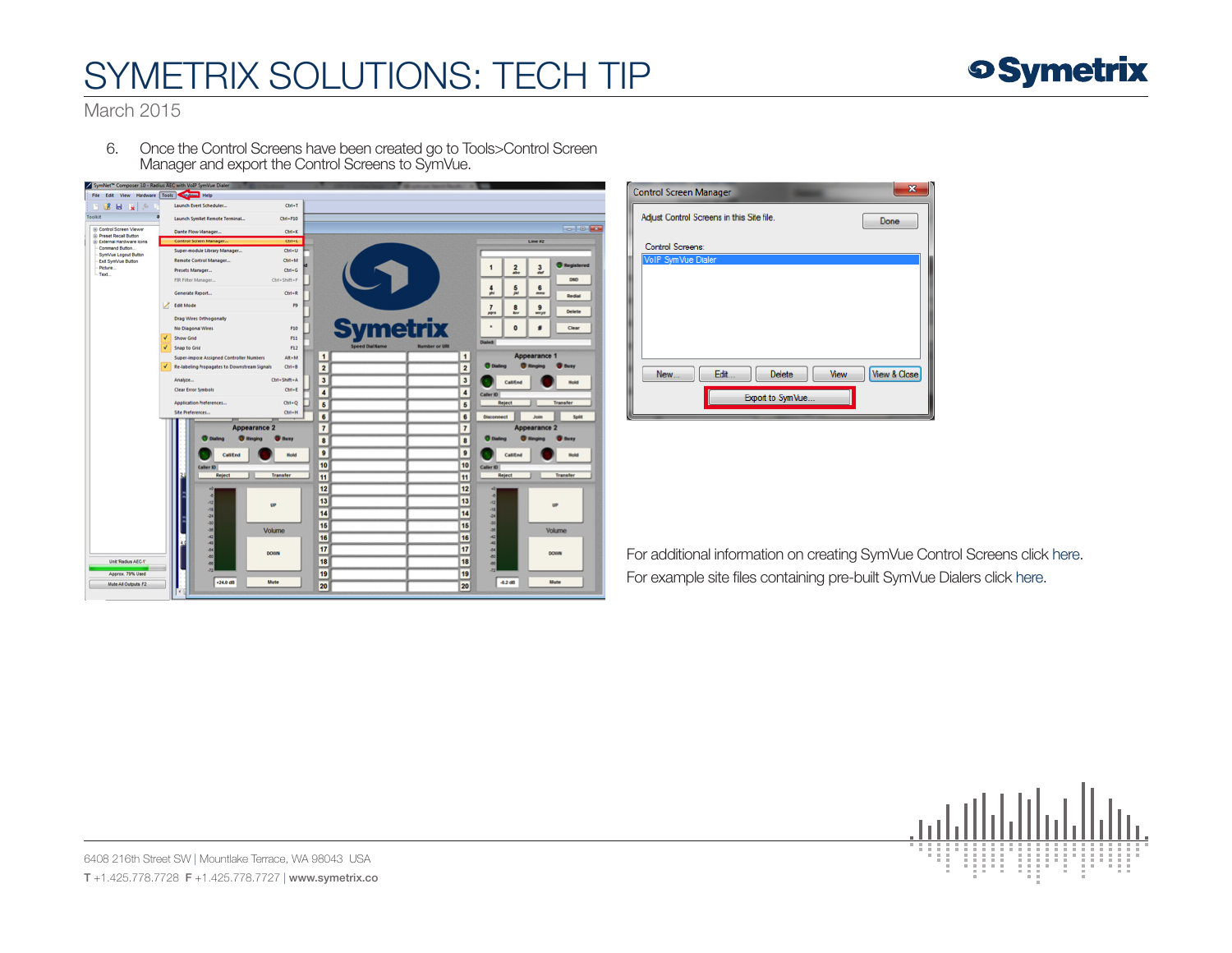6. Once the Control Screens have been created go to Tools>Control Screen Manager and export the Control Screens to SymVue.

For additional information on creating SymVue Control Screens click here.

For example site files containing pre-built SymVue Dialers click here.